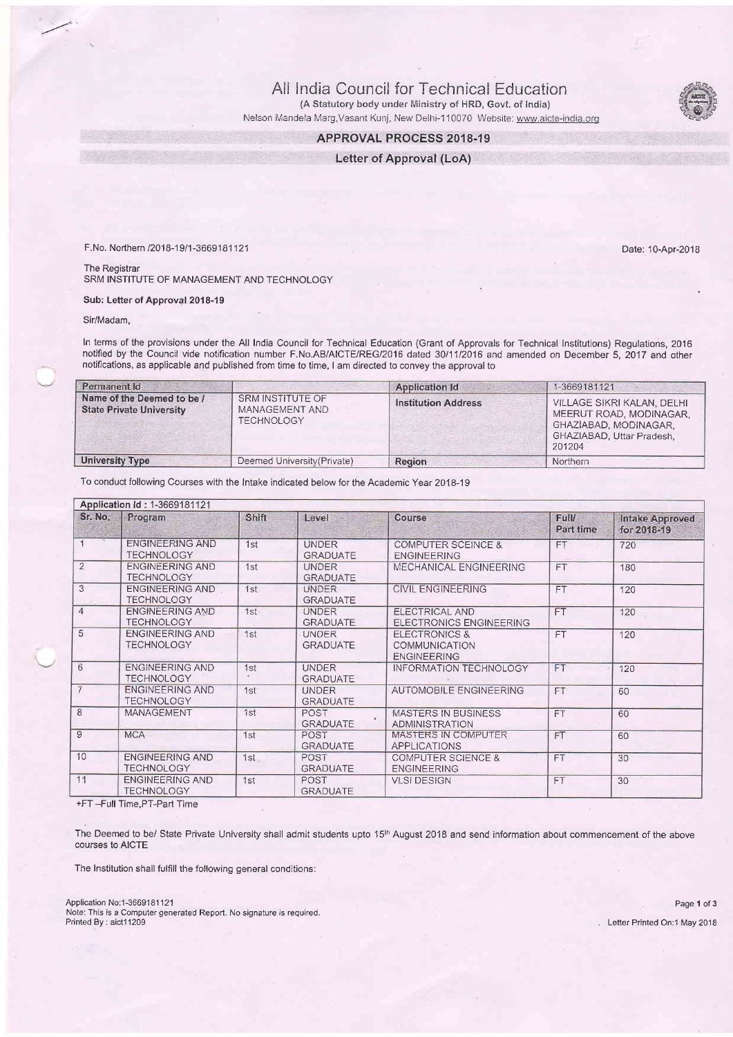# All India Council for Technical Education

(A Statutory body under Ministry of HRD, Govt. of India)

Nelson Mandela Marg,Vasant Kunj, New Delhi-110070 Website: www.aicte-india.org

## APPROVAL PROCESS 2018-19

## Letter of Approval (LoA)

F.No. Northern /2018-19/1-3669181121

Date: 10-Apr-2018

The Registrar
SRM INSTITUTE OF MANAGEMENT AND TECHNOLOGY

**Sub: Letter of Approval 2018-19**

Sir/Madam,

In terms of the provisions under the All India Council for Technical Education (Grant of Approvals for Technical Institutions) Regulations, 2016 notified by the Council vide notification number F.No.AB/AICTE/REG/2016 dated 30/11/2016 and amended on December 5, 2017 and other notifications, as applicable and published from time to time, I am directed to convey the approval to

| Permanent Id | | Application Id | 1-3669181121 |
|---|---|---|---|
| Name of the Deemed to be / State Private University | SRM INSTITUTE OF MANAGEMENT AND TECHNOLOGY | Institution Address | VILLAGE SIKRI KALAN, DELHI MEERUT ROAD, MODINAGAR, GHAZIABAD, MODINAGAR, GHAZIABAD, Uttar Pradesh, 201204 |
| University Type | Deemed University(Private) | Region | Northern |

To conduct following Courses with the Intake indicated below for the Academic Year 2018-19

| Application Id : 1-3669181121 | | | | | | |
|---|---|---|---|---|---|---|
| Sr. No. | Program | Shift | Level | Course | Full/ Part time | Intake Approved for 2018-19 |
| 1 | ENGINEERING AND TECHNOLOGY | 1st | UNDER GRADUATE | COMPUTER SCEINCE & ENGINEERING | FT | 720 |
| 2 | ENGINEERING AND TECHNOLOGY | 1st | UNDER GRADUATE | MECHANICAL ENGINEERING | FT | 180 |
| 3 | ENGINEERING AND TECHNOLOGY | 1st | UNDER GRADUATE | CIVIL ENGINEERING | FT | 120 |
| 4 | ENGINEERING AND TECHNOLOGY | 1st | UNDER GRADUATE | ELECTRICAL AND ELECTRONICS ENGINEERING | FT | 120 |
| 5 | ENGINEERING AND TECHNOLOGY | 1st | UNDER GRADUATE | ELECTRONICS & COMMUNICATION ENGINEERING | FT | 120 |
| 6 | ENGINEERING AND TECHNOLOGY | 1st | UNDER GRADUATE | INFORMATION TECHNOLOGY | FT | 120 |
| 7 | ENGINEERING AND TECHNOLOGY | 1st | UNDER GRADUATE | AUTOMOBILE ENGINEERING | FT | 60 |
| 8 | MANAGEMENT | 1st | POST GRADUATE | MASTERS IN BUSINESS ADMINISTRATION | FT | 60 |
| 9 | MCA | 1st | POST GRADUATE | MASTERS IN COMPUTER APPLICATIONS | FT | 60 |
| 10 | ENGINEERING AND TECHNOLOGY | 1st | POST GRADUATE | COMPUTER SCIENCE & ENGINEERING | FT | 30 |
| 11 | ENGINEERING AND TECHNOLOGY | 1st | POST GRADUATE | VLSI DESIGN | FT | 30 |

+FT –Full Time,PT-Part Time

The Deemed to be/ State Private University shall admit students upto 15th August 2018 and send information about commencement of the above courses to AICTE

The Institution shall fulfill the following general conditions:

Application No:1-3669181121
Note: This is a Computer generated Report. No signature is required.
Printed By : aict11209

Letter Printed On:1 May 2018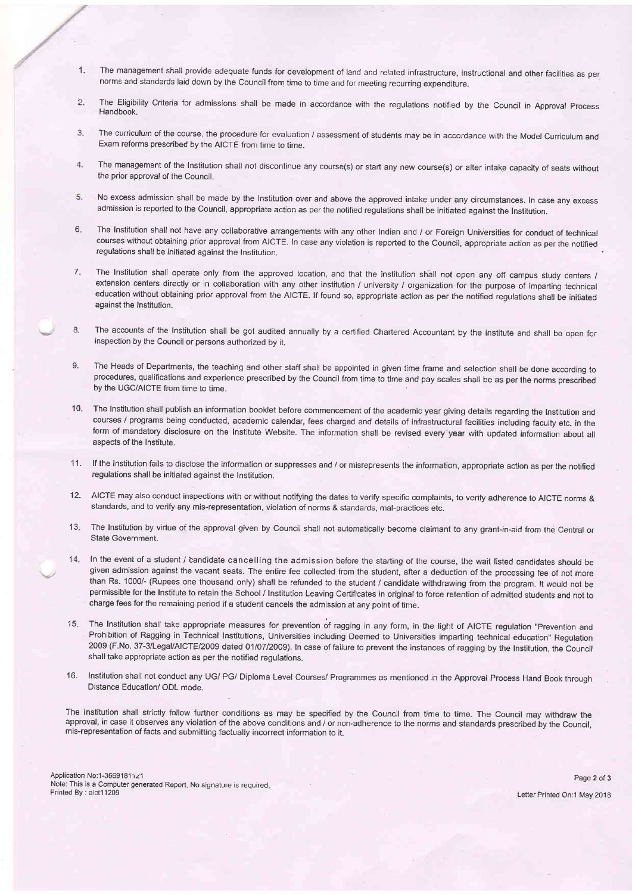1. The management shall provide adequate funds for development of land and related infrastructure, instructional and other facilities as per norms and standards laid down by the Council from time to time and for meeting recurring expenditure.

2. The Eligibility Criteria for admissions shall be made in accordance with the regulations notified by the Council in Approval Process Handbook.

3. The curriculum of the course, the procedure for evaluation / assessment of students may be in accordance with the Model Curriculum and Exam reforms prescribed by the AICTE from time to time.

4. The management of the Institution shall not discontinue any course(s) or start any new course(s) or alter intake capacity of seats without the prior approval of the Council.

5. No excess admission shall be made by the Institution over and above the approved intake under any circumstances. In case any excess admission is reported to the Council, appropriate action as per the notified regulations shall be initiated against the Institution.

6. The Institution shall not have any collaborative arrangements with any other Indian and / or Foreign Universities for conduct of technical courses without obtaining prior approval from AICTE. In case any violation is reported to the Council, appropriate action as per the notified regulations shall be initiated against the Institution.

7. The Institution shall operate only from the approved location, and that the institution shall not open any off campus study centers / extension centers directly or in collaboration with any other institution / university / organization for the purpose of imparting technical education without obtaining prior approval from the AICTE. If found so, appropriate action as per the notified regulations shall be initiated against the Institution.

8. The accounts of the Institution shall be got audited annually by a certified Chartered Accountant by the institute and shall be open for inspection by the Council or persons authorized by it.

9. The Heads of Departments, the teaching and other staff shall be appointed in given time frame and selection shall be done according to procedures, qualifications and experience prescribed by the Council from time to time and pay scales shall be as per the norms prescribed by the UGC/AICTE from time to time.

10. The Institution shall publish an information booklet before commencement of the academic year giving details regarding the Institution and courses / programs being conducted, academic calendar, fees charged and details of infrastructural facilities including faculty etc. in the form of mandatory disclosure on the Institute Website. The information shall be revised every year with updated information about all aspects of the Institute.

11. If the Institution fails to disclose the information or suppresses and / or misrepresents the information, appropriate action as per the notified regulations shall be initiated against the Institution.

12. AICTE may also conduct inspections with or without notifying the dates to verify specific complaints, to verify adherence to AICTE norms & standards, and to verify any mis-representation, violation of norms & standards, mal-practices etc.

13. The Institution by virtue of the approval given by Council shall not automatically become claimant to any grant-in-aid from the Central or State Government.

14. In the event of a student / candidate cancelling the admission before the starting of the course, the wait listed candidates should be given admission against the vacant seats. The entire fee collected from the student, after a deduction of the processing fee of not more than Rs. 1000/- (Rupees one thousand only) shall be refunded to the student / candidate withdrawing from the program. It would not be permissible for the Institute to retain the School / Institution Leaving Certificates in original to force retention of admitted students and not to charge fees for the remaining period if a student cancels the admission at any point of time.

15. The Institution shall take appropriate measures for prevention of ragging in any form, in the light of AICTE regulation "Prevention and Prohibition of Ragging in Technical Institutions, Universities including Deemed to Universities imparting technical education" Regulation 2009 (F.No. 37-3/Legal/AICTE/2009 dated 01/07/2009). In case of failure to prevent the instances of ragging by the Institution, the Council shall take appropriate action as per the notified regulations.

16. Institution shall not conduct any UG/ PG/ Diploma Level Courses/ Programmes as mentioned in the Approval Process Hand Book through Distance Education/ ODL mode.

The Institution shall strictly follow further conditions as may be specified by the Council from time to time. The Council may withdraw the approval, in case it observes any violation of the above conditions and / or non-adherence to the norms and standards prescribed by the Council, mis-representation of facts and submitting factually incorrect information to it.

Application No:1-3669181121
Note: This is a Computer generated Report. No signature is required.
Printed By : aict11209

Letter Printed On:1 May 2018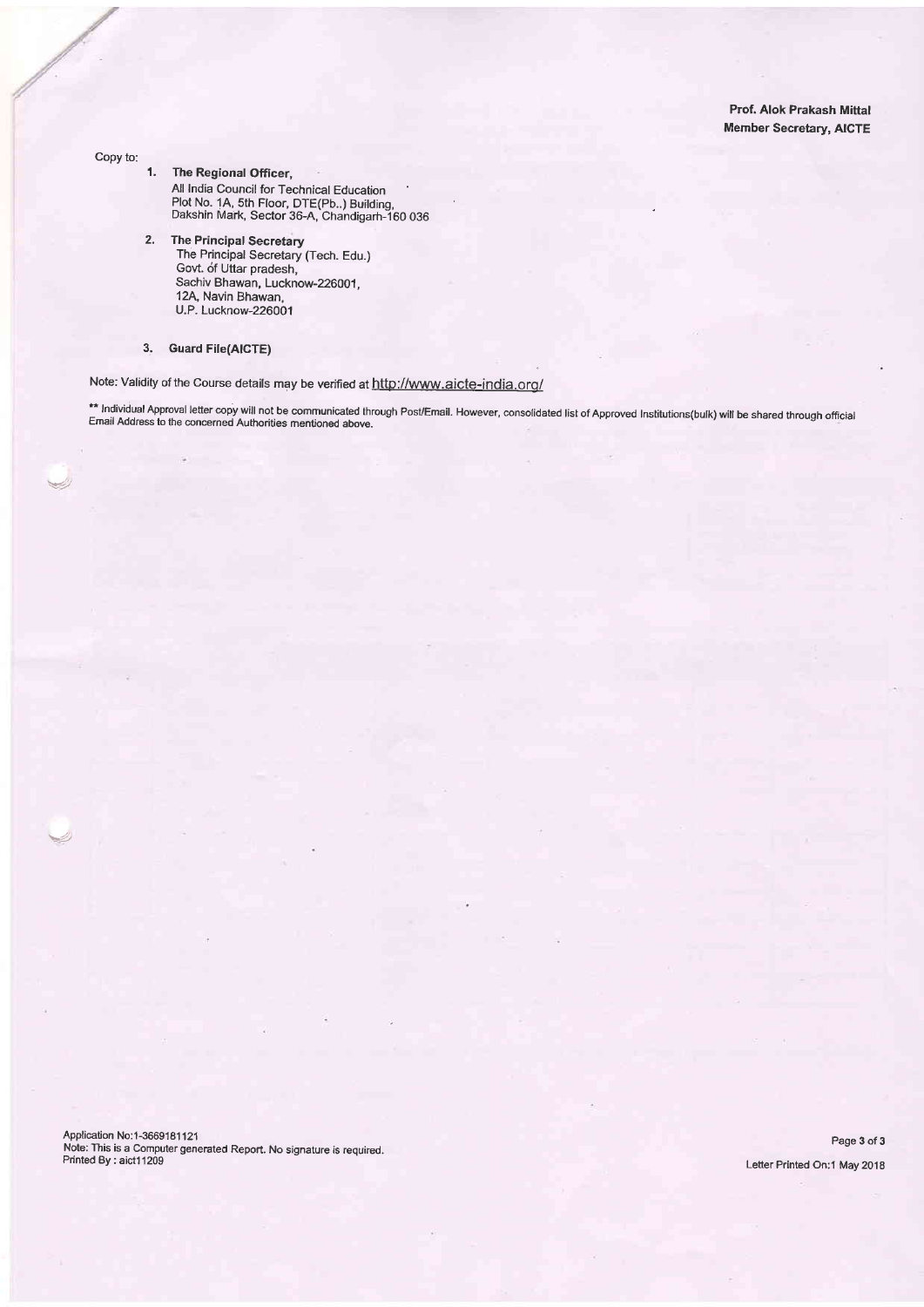**Prof. Alok Prakash Mittal**
**Member Secretary, AICTE**

Copy to:

1. **The Regional Officer,**
   All India Council for Technical Education
   Plot No. 1A, 5th Floor, DTE(Pb..) Building,
   Dakshin Mark, Sector 36-A, Chandigarh-160 036

2. **The Principal Secretary**
   The Principal Secretary (Tech. Edu.)
   Govt. of Uttar pradesh,
   Sachiv Bhawan, Lucknow-226001,
   12A, Navin Bhawan,
   U.P. Lucknow-226001

3. **Guard File(AICTE)**

Note: Validity of the Course details may be verified at http://www.aicte-india.org/

** Individual Approval letter copy will not be communicated through Post/Email. However, consolidated list of Approved Institutions(bulk) will be shared through official Email Address to the concerned Authorities mentioned above.

Application No:1-3669181121
Note: This is a Computer generated Report. No signature is required.
Printed By : aict11209

Letter Printed On:1 May 2018